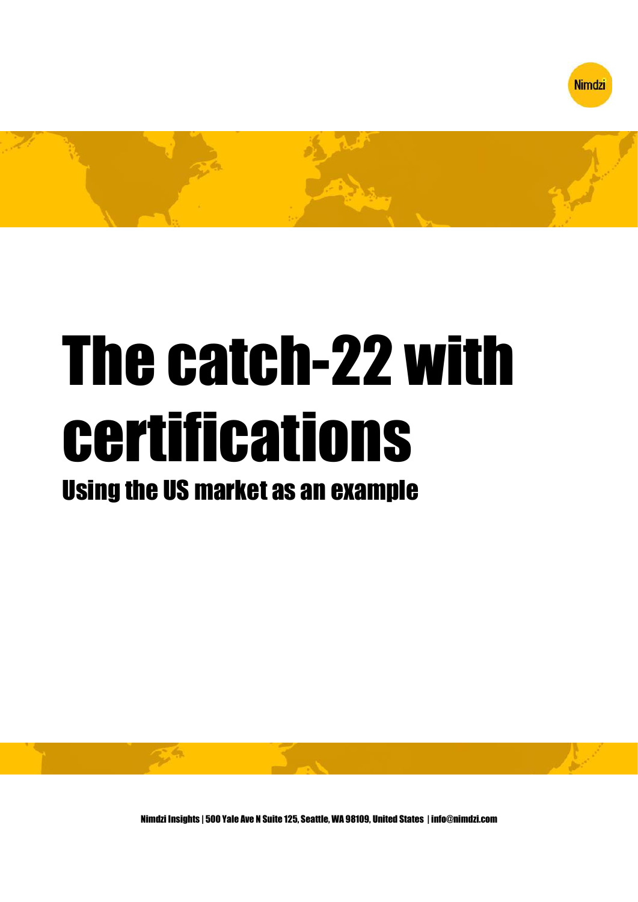# The catch-22 with certifications

## Using the US market as an example

Nimdzi Insights | 500 Yale Ave N Suite 125, Seattle, WA 98109, United States | info@nimdzi.com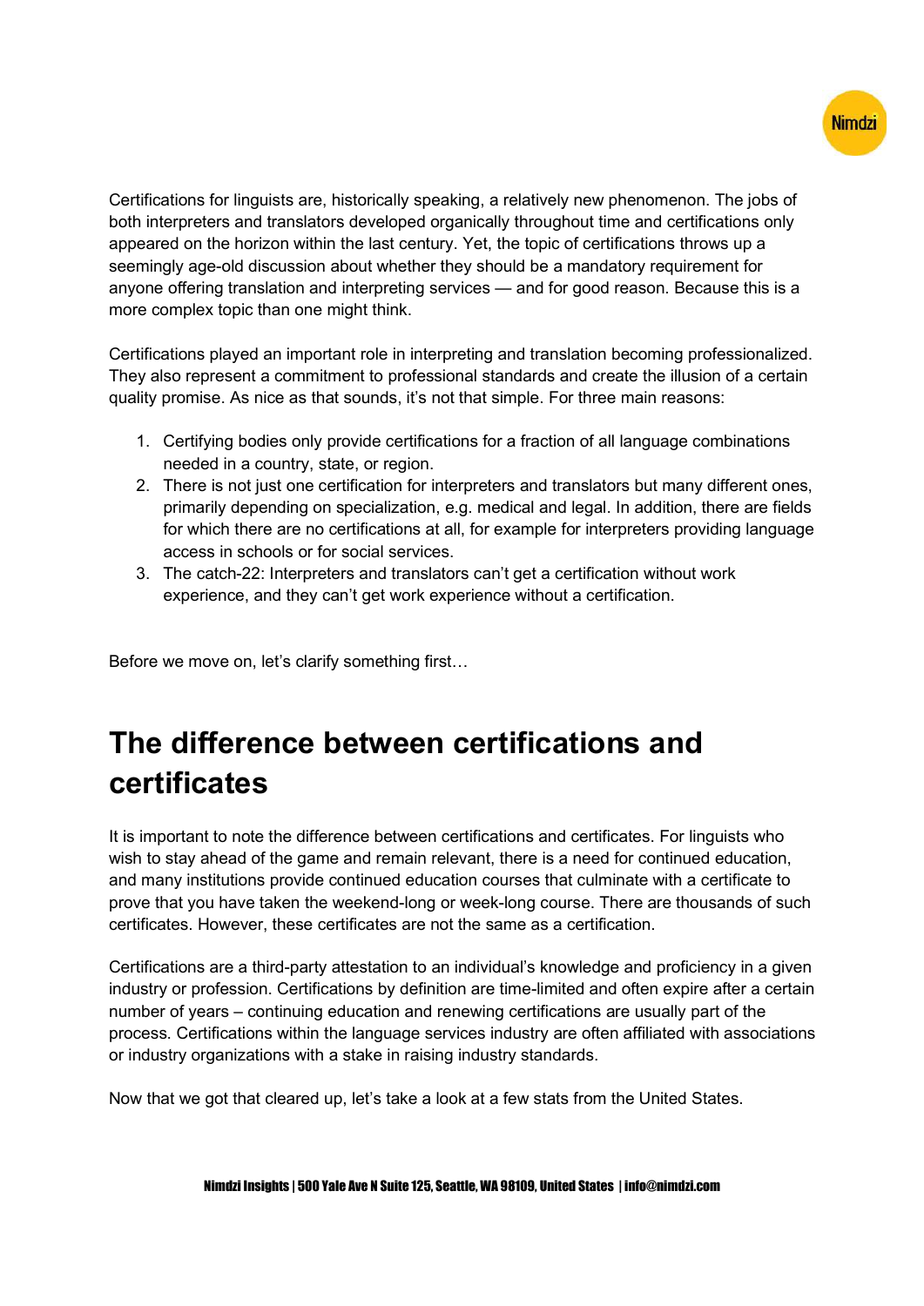Certifications for linguists are, historically speaking, a relatively new phenomenon. The jobs of both interpreters and translators developed organically throughout time and certifications only appeared on the horizon within the last century. Yet, the topic of certifications throws up a seemingly age-old discussion about whether they should be a mandatory requirement for anyone offering translation and interpreting services — and for good reason. Because this is a more complex topic than one might think.

Certifications played an important role in interpreting and translation becoming professionalized. They also represent a commitment to professional standards and create the illusion of a certain quality promise. As nice as that sounds, it's not that simple. For three main reasons:

1. Certifying bodies only provide certifications for a fraction of all language combinations needed in a country, state, or region.
2. There is not just one certification for interpreters and translators but many different ones, primarily depending on specialization, e.g. medical and legal. In addition, there are fields for which there are no certifications at all, for example for interpreters providing language access in schools or for social services.
3. The catch-22: Interpreters and translators can't get a certification without work experience, and they can't get work experience without a certification.

Before we move on, let's clarify something first…

## The difference between certifications and certificates

It is important to note the difference between certifications and certificates. For linguists who wish to stay ahead of the game and remain relevant, there is a need for continued education, and many institutions provide continued education courses that culminate with a certificate to prove that you have taken the weekend-long or week-long course. There are thousands of such certificates. However, these certificates are not the same as a certification.

Certifications are a third-party attestation to an individual's knowledge and proficiency in a given industry or profession. Certifications by definition are time-limited and often expire after a certain number of years – continuing education and renewing certifications are usually part of the process. Certifications within the language services industry are often affiliated with associations or industry organizations with a stake in raising industry standards.

Now that we got that cleared up, let's take a look at a few stats from the United States.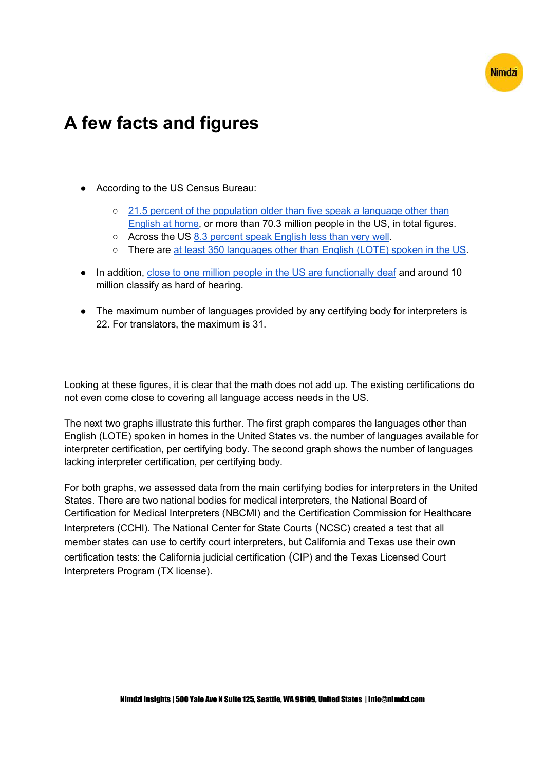# A few facts and figures

- According to the US Census Bureau:
  - 21.5 percent of the population older than five speak a language other than English at home, or more than 70.3 million people in the US, in total figures.
  - Across the US 8.3 percent speak English less than very well.
  - There are at least 350 languages other than English (LOTE) spoken in the US.
- In addition, close to one million people in the US are functionally deaf and around 10 million classify as hard of hearing.
- The maximum number of languages provided by any certifying body for interpreters is 22. For translators, the maximum is 31.

Looking at these figures, it is clear that the math does not add up. The existing certifications do not even come close to covering all language access needs in the US.

The next two graphs illustrate this further. The first graph compares the languages other than English (LOTE) spoken in homes in the United States vs. the number of languages available for interpreter certification, per certifying body. The second graph shows the number of languages lacking interpreter certification, per certifying body.

For both graphs, we assessed data from the main certifying bodies for interpreters in the United States. There are two national bodies for medical interpreters, the National Board of Certification for Medical Interpreters (NBCMI) and the Certification Commission for Healthcare Interpreters (CCHI). The National Center for State Courts (NCSC) created a test that all member states can use to certify court interpreters, but California and Texas use their own certification tests: the California judicial certification (CIP) and the Texas Licensed Court Interpreters Program (TX license).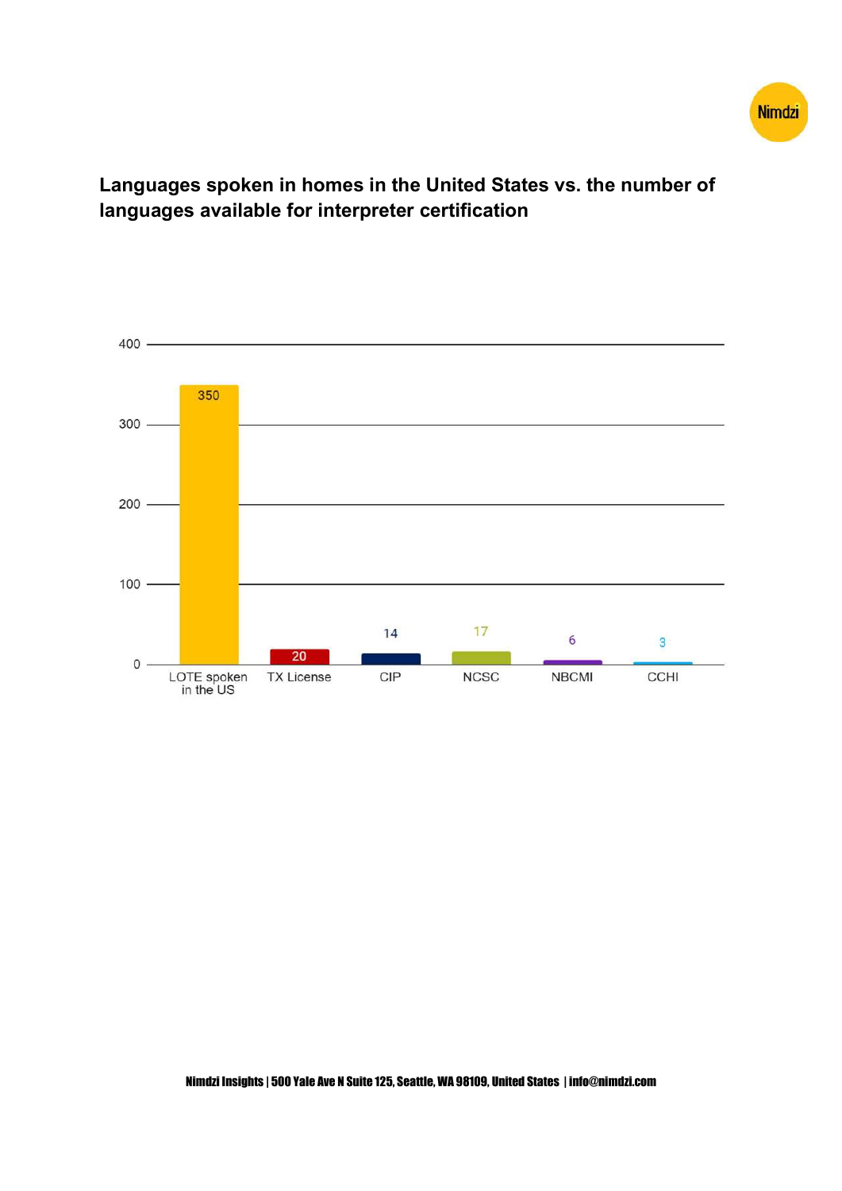**Languages spoken in homes in the United States vs. the number of languages available for interpreter certification**

| Category | Number of languages |
| --- | --- |
| LOTE spoken in the US | 350 |
| TX License | 20 |
| CIP | 14 |
| NCSC | 17 |
| NBCMI | 6 |
| CCHI | 3 |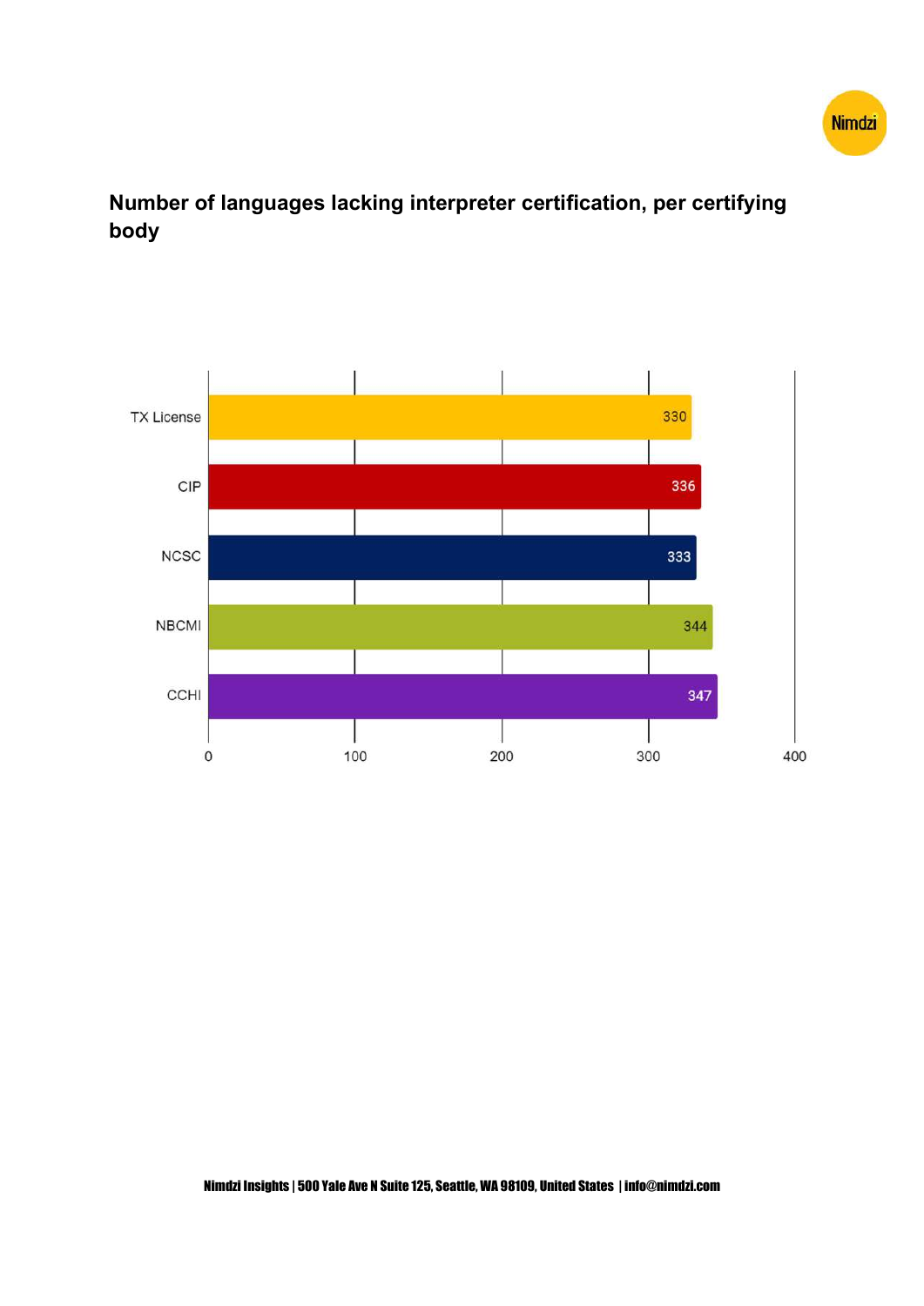**Number of languages lacking interpreter certification, per certifying body**

| Certifying body | Number of languages |
| --- | --- |
| TX License | 330 |
| CIP | 336 |
| NCSC | 333 |
| NBCMI | 344 |
| CCHI | 347 |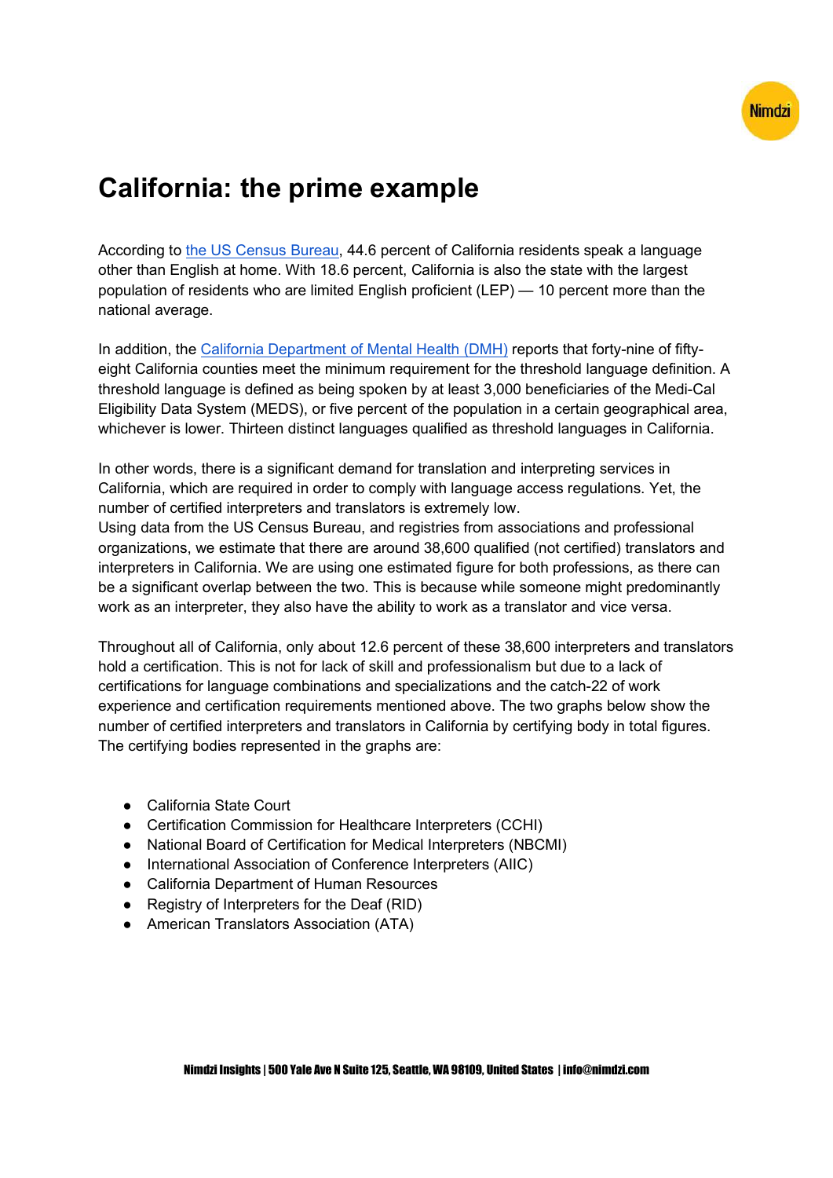# California: the prime example

According to [the US Census Bureau](#), 44.6 percent of California residents speak a language other than English at home. With 18.6 percent, California is also the state with the largest population of residents who are limited English proficient (LEP) — 10 percent more than the national average.

In addition, the [California Department of Mental Health (DMH)](#) reports that forty-nine of fifty-eight California counties meet the minimum requirement for the threshold language definition. A threshold language is defined as being spoken by at least 3,000 beneficiaries of the Medi-Cal Eligibility Data System (MEDS), or five percent of the population in a certain geographical area, whichever is lower. Thirteen distinct languages qualified as threshold languages in California.

In other words, there is a significant demand for translation and interpreting services in California, which are required in order to comply with language access regulations. Yet, the number of certified interpreters and translators is extremely low.
Using data from the US Census Bureau, and registries from associations and professional organizations, we estimate that there are around 38,600 qualified (not certified) translators and interpreters in California. We are using one estimated figure for both professions, as there can be a significant overlap between the two. This is because while someone might predominantly work as an interpreter, they also have the ability to work as a translator and vice versa.

Throughout all of California, only about 12.6 percent of these 38,600 interpreters and translators hold a certification. This is not for lack of skill and professionalism but due to a lack of certifications for language combinations and specializations and the catch-22 of work experience and certification requirements mentioned above. The two graphs below show the number of certified interpreters and translators in California by certifying body in total figures. The certifying bodies represented in the graphs are:

- California State Court
- Certification Commission for Healthcare Interpreters (CCHI)
- National Board of Certification for Medical Interpreters (NBCMI)
- International Association of Conference Interpreters (AIIC)
- California Department of Human Resources
- Registry of Interpreters for the Deaf (RID)
- American Translators Association (ATA)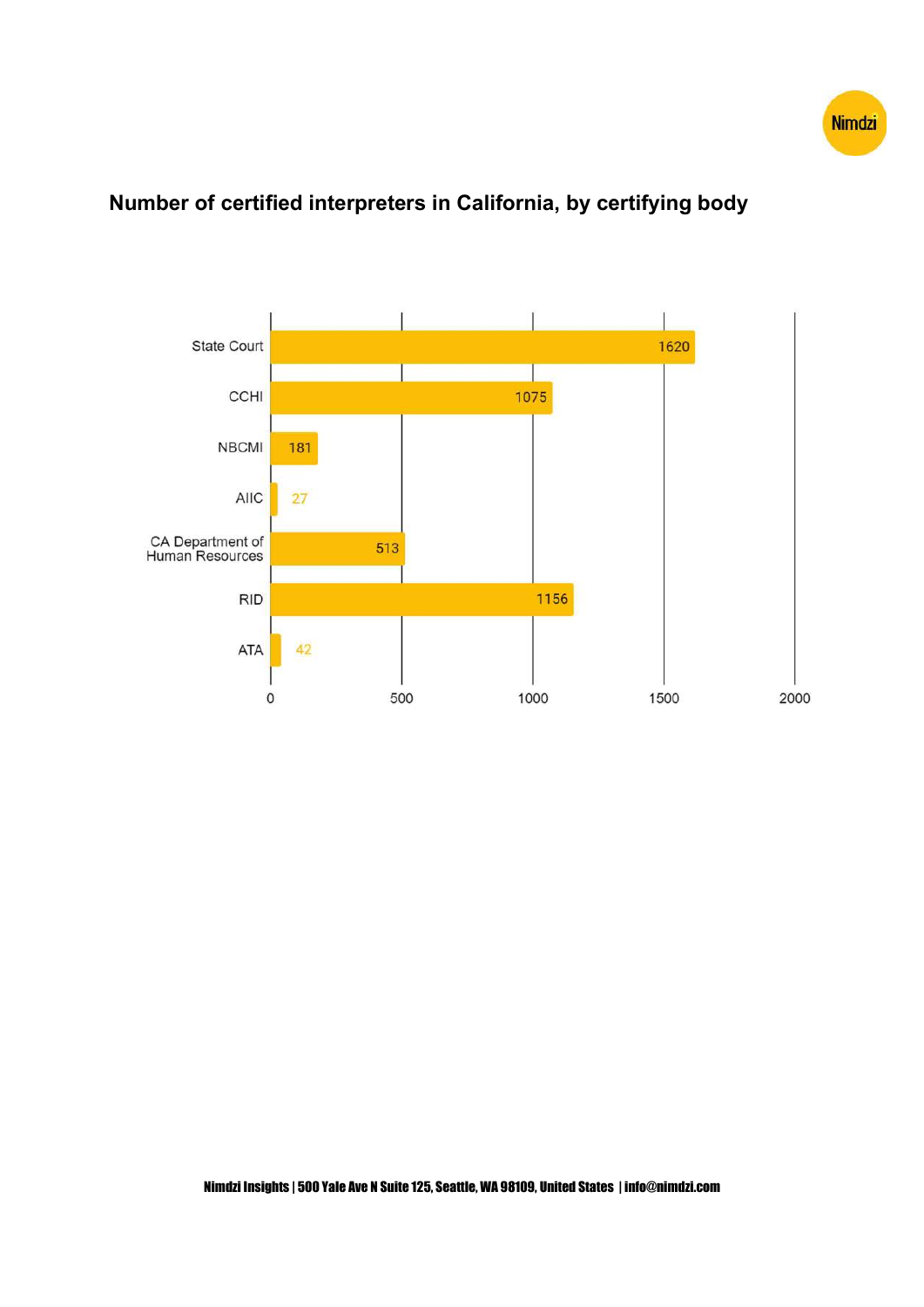## Number of certified interpreters in California, by certifying body

| Certifying body | Number of certified interpreters |
| --- | --- |
| State Court | 1620 |
| CCHI | 1075 |
| NBCMI | 181 |
| AIIC | 27 |
| CA Department of Human Resources | 513 |
| RID | 1156 |
| ATA | 42 |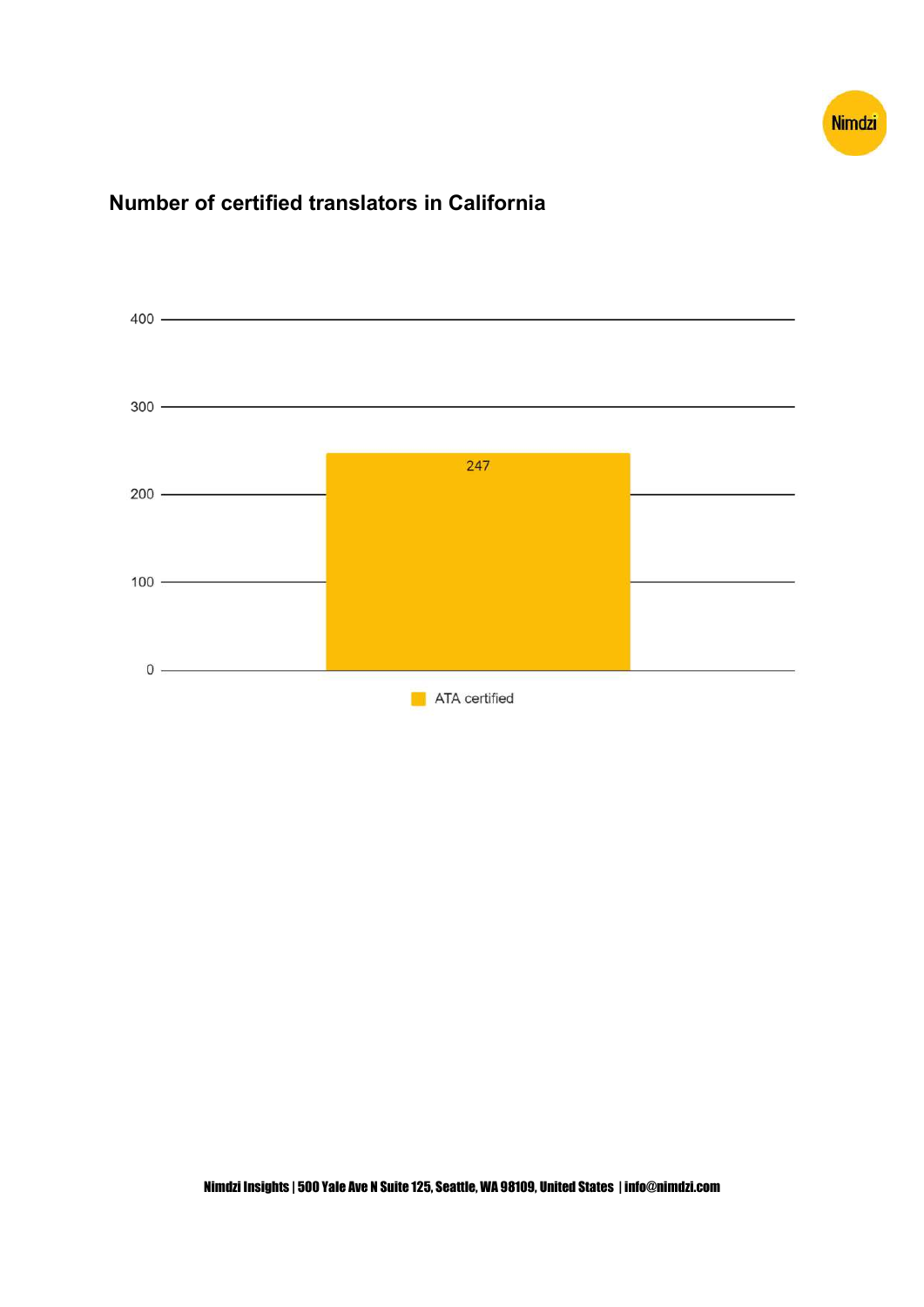## Number of certified translators in California

| | ATA certified |
|---|---|
| | 247 |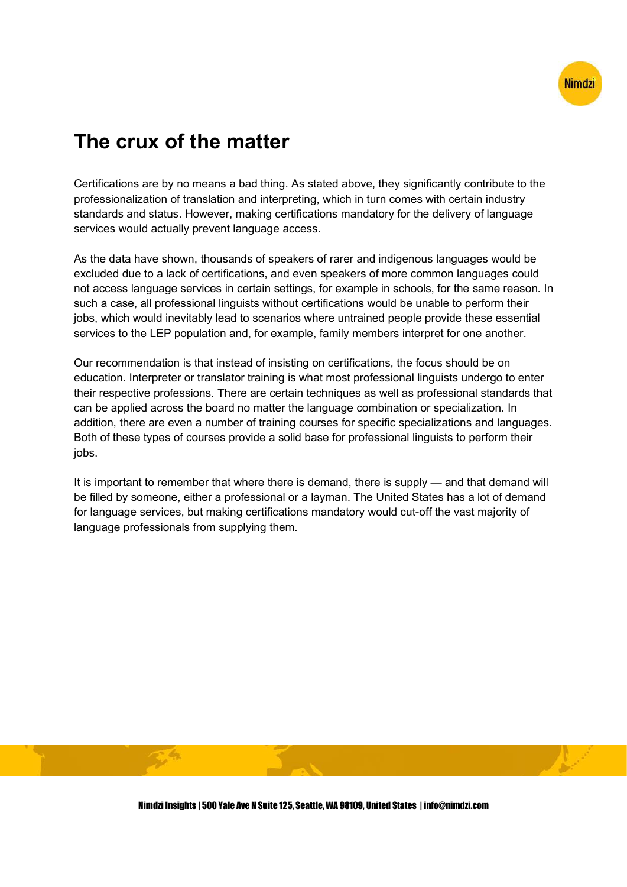# The crux of the matter

Certifications are by no means a bad thing. As stated above, they significantly contribute to the professionalization of translation and interpreting, which in turn comes with certain industry standards and status. However, making certifications mandatory for the delivery of language services would actually prevent language access.

As the data have shown, thousands of speakers of rarer and indigenous languages would be excluded due to a lack of certifications, and even speakers of more common languages could not access language services in certain settings, for example in schools, for the same reason. In such a case, all professional linguists without certifications would be unable to perform their jobs, which would inevitably lead to scenarios where untrained people provide these essential services to the LEP population and, for example, family members interpret for one another.

Our recommendation is that instead of insisting on certifications, the focus should be on education. Interpreter or translator training is what most professional linguists undergo to enter their respective professions. There are certain techniques as well as professional standards that can be applied across the board no matter the language combination or specialization. In addition, there are even a number of training courses for specific specializations and languages. Both of these types of courses provide a solid base for professional linguists to perform their jobs.

It is important to remember that where there is demand, there is supply — and that demand will be filled by someone, either a professional or a layman. The United States has a lot of demand for language services, but making certifications mandatory would cut-off the vast majority of language professionals from supplying them.